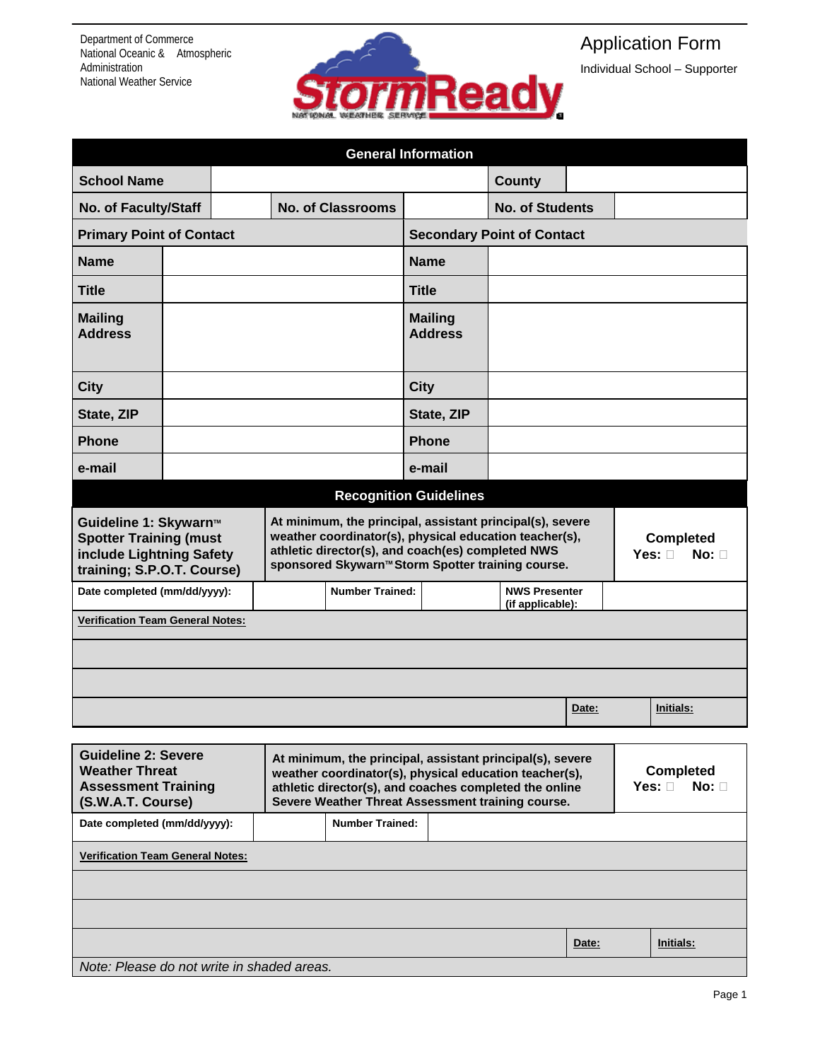Department of Commerce
National Oceanic & Atmospheric Administration
National Weather Service

StormReady
NATIONAL WEATHER SERVICE

# Application Form

Individual School – Supporter

| General Information | | | | | |
|---|---|---|---|---|---|
| **School Name** | | | | **County** | |
| **No. of Faculty/Staff** | | **No. of Classrooms** | | **No. of Students** | |

| Primary Point of Contact | | Secondary Point of Contact | |
|---|---|---|---|
| **Name** | | **Name** | |
| **Title** | | **Title** | |
| **Mailing Address** | | **Mailing Address** | |
| **City** | | **City** | |
| **State, ZIP** | | **State, ZIP** | |
| **Phone** | | **Phone** | |
| **e-mail** | | **e-mail** | |

## Recognition Guidelines

| **Guideline 1: Skywarn™ Spotter Training (must include Lightning Safety training; S.P.O.T. Course)** | **At minimum, the principal, assistant principal(s), severe weather coordinator(s), physical education teacher(s), athletic director(s), and coach(es) completed NWS sponsored Skywarn™ Storm Spotter training course.** | **Completed** Yes: ☐ No: ☐ |
|---|---|---|

| Date completed (mm/dd/yyyy): | | Number Trained: | | NWS Presenter (if applicable): | |
|---|---|---|---|---|---|

| Verification Team General Notes: | | |
|---|---|---|
| | | |
| | | |
| | Date: | Initials: |

| **Guideline 2: Severe Weather Threat Assessment Training (S.W.A.T. Course)** | **At minimum, the principal, assistant principal(s), severe weather coordinator(s), physical education teacher(s), athletic director(s), and coaches completed the online Severe Weather Threat Assessment training course.** | **Completed** Yes: ☐ No: ☐ |
|---|---|---|

| Date completed (mm/dd/yyyy): | | Number Trained: | |
|---|---|---|---|

| Verification Team General Notes: | | |
|---|---|---|
| | | |
| | | |
| | Date: | Initials: |

*Note: Please do not write in shaded areas.*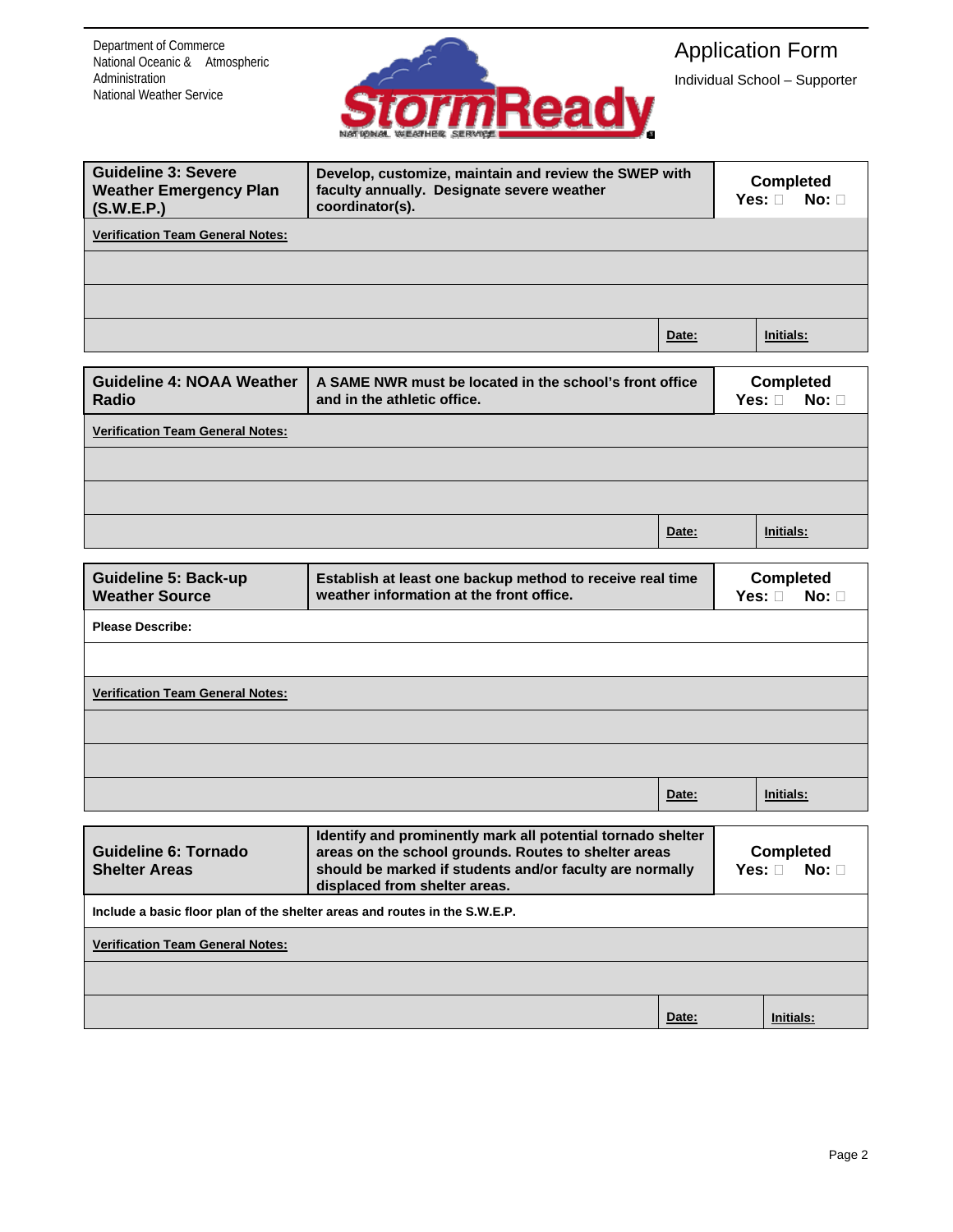Department of Commerce
National Oceanic & Atmospheric Administration
National Weather Service

# Application Form

Individual School – Supporter

| Guideline 3: Severe Weather Emergency Plan (S.W.E.P.) | Develop, customize, maintain and review the SWEP with faculty annually. Designate severe weather coordinator(s). | Completed Yes: ☐ No: ☐ |
|---|---|---|
| **Verification Team General Notes:** | | |
| | | |
| | | |
| | **Date:** | **Initials:** |

| Guideline 4: NOAA Weather Radio | A SAME NWR must be located in the school's front office and in the athletic office. | Completed Yes: ☐ No: ☐ |
|---|---|---|
| **Verification Team General Notes:** | | |
| | | |
| | | |
| | **Date:** | **Initials:** |

| Guideline 5: Back-up Weather Source | Establish at least one backup method to receive real time weather information at the front office. | Completed Yes: ☐ No: ☐ |
|---|---|---|
| **Please Describe:** | | |
| | | |
| **Verification Team General Notes:** | | |
| | | |
| | | |
| | **Date:** | **Initials:** |

| Guideline 6: Tornado Shelter Areas | Identify and prominently mark all potential tornado shelter areas on the school grounds. Routes to shelter areas should be marked if students and/or faculty are normally displaced from shelter areas. | Completed Yes: ☐ No: ☐ |
|---|---|---|
| **Include a basic floor plan of the shelter areas and routes in the S.W.E.P.** | | |
| **Verification Team General Notes:** | | |
| | | |
| | **Date:** | **Initials:** |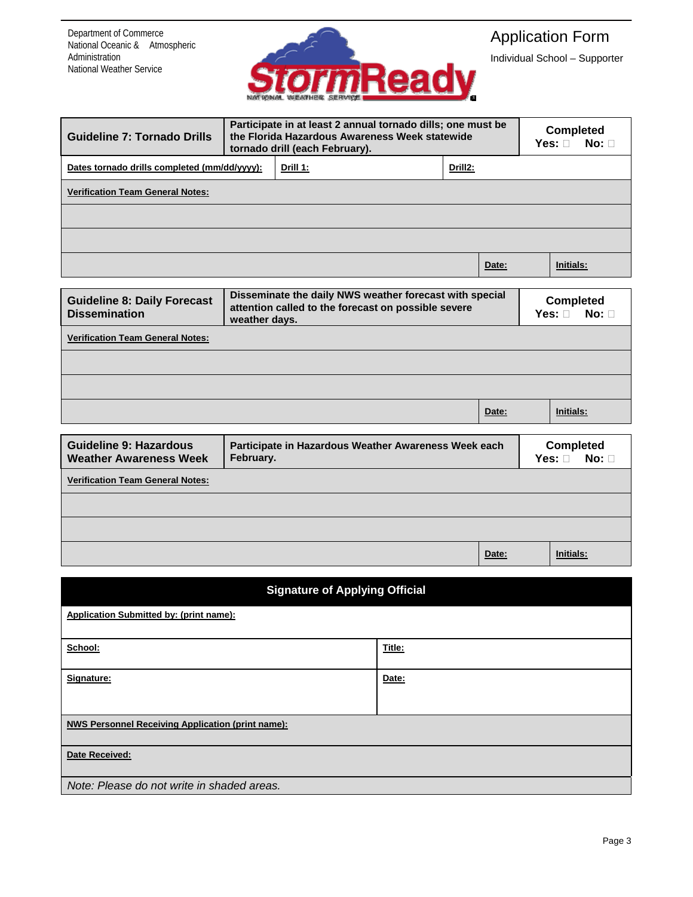Department of Commerce
National Oceanic & Atmospheric Administration
National Weather Service

# Application Form

Individual School – Supporter

| Guideline 7: Tornado Drills | Participate in at least 2 annual tornado dills; one must be the Florida Hazardous Awareness Week statewide tornado drill (each February). | | Completed Yes: ☐ No: ☐ |
|---|---|---|---|
| Dates tornado drills completed (mm/dd/yyyy): | Drill 1: | Drill2: | |
| Verification Team General Notes: | | | |
| | | | |
| | | | |
| | | Date: | Initials: |

| Guideline 8: Daily Forecast Dissemination | Disseminate the daily NWS weather forecast with special attention called to the forecast on possible severe weather days. | | Completed Yes: ☐ No: ☐ |
|---|---|---|---|
| Verification Team General Notes: | | | |
| | | | |
| | | | |
| | | Date: | Initials: |

| Guideline 9: Hazardous Weather Awareness Week | Participate in Hazardous Weather Awareness Week each February. | | Completed Yes: ☐ No: ☐ |
|---|---|---|---|
| Verification Team General Notes: | | | |
| | | | |
| | | | |
| | | Date: | Initials: |

| Signature of Applying Official | |
|---|---|
| Application Submitted by: (print name): | |
| School: | Title: |
| Signature: | Date: |
| NWS Personnel Receiving Application (print name): | |
| Date Received: | |

*Note: Please do not write in shaded areas.*